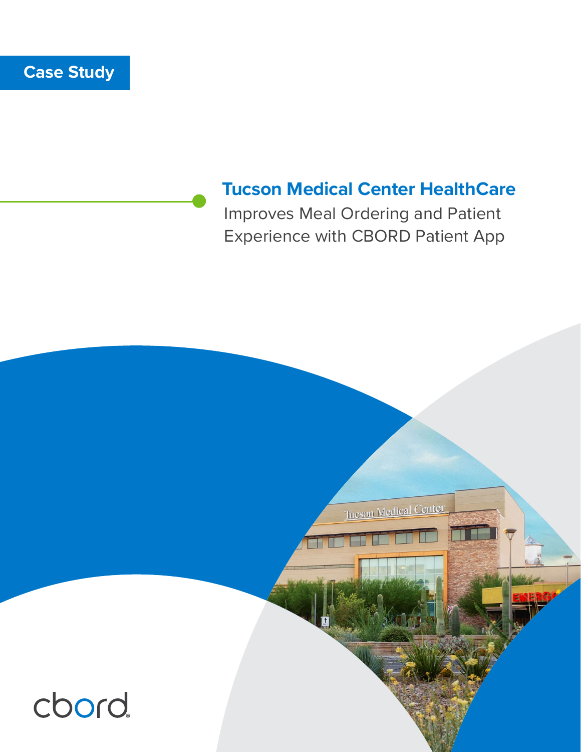Case Study

# Tucson Medical Center HealthCare

Improves Meal Ordering and Patient Experience with CBORD Patient App

cbord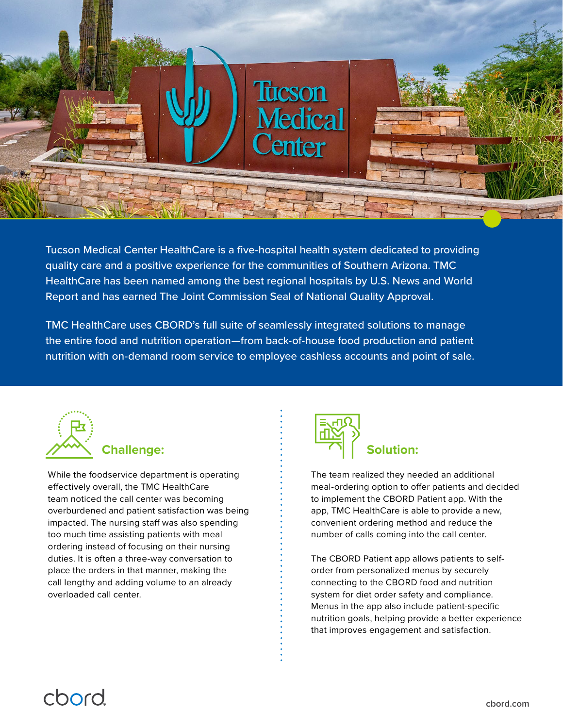Tucson Medical Center HealthCare is a five-hospital health system dedicated to providing quality care and a positive experience for the communities of Southern Arizona. TMC HealthCare has been named among the best regional hospitals by U.S. News and World Report and has earned The Joint Commission Seal of National Quality Approval.

TMC HealthCare uses CBORD's full suite of seamlessly integrated solutions to manage the entire food and nutrition operation—from back-of-house food production and patient nutrition with on-demand room service to employee cashless accounts and point of sale.

## Challenge:

While the foodservice department is operating effectively overall, the TMC HealthCare team noticed the call center was becoming overburdened and patient satisfaction was being impacted. The nursing staff was also spending too much time assisting patients with meal ordering instead of focusing on their nursing duties. It is often a three-way conversation to place the orders in that manner, making the call lengthy and adding volume to an already overloaded call center.

## Solution:

The team realized they needed an additional meal-ordering option to offer patients and decided to implement the CBORD Patient app. With the app, TMC HealthCare is able to provide a new, convenient ordering method and reduce the number of calls coming into the call center.

The CBORD Patient app allows patients to self-order from personalized menus by securely connecting to the CBORD food and nutrition system for diet order safety and compliance. Menus in the app also include patient-specific nutrition goals, helping provide a better experience that improves engagement and satisfaction.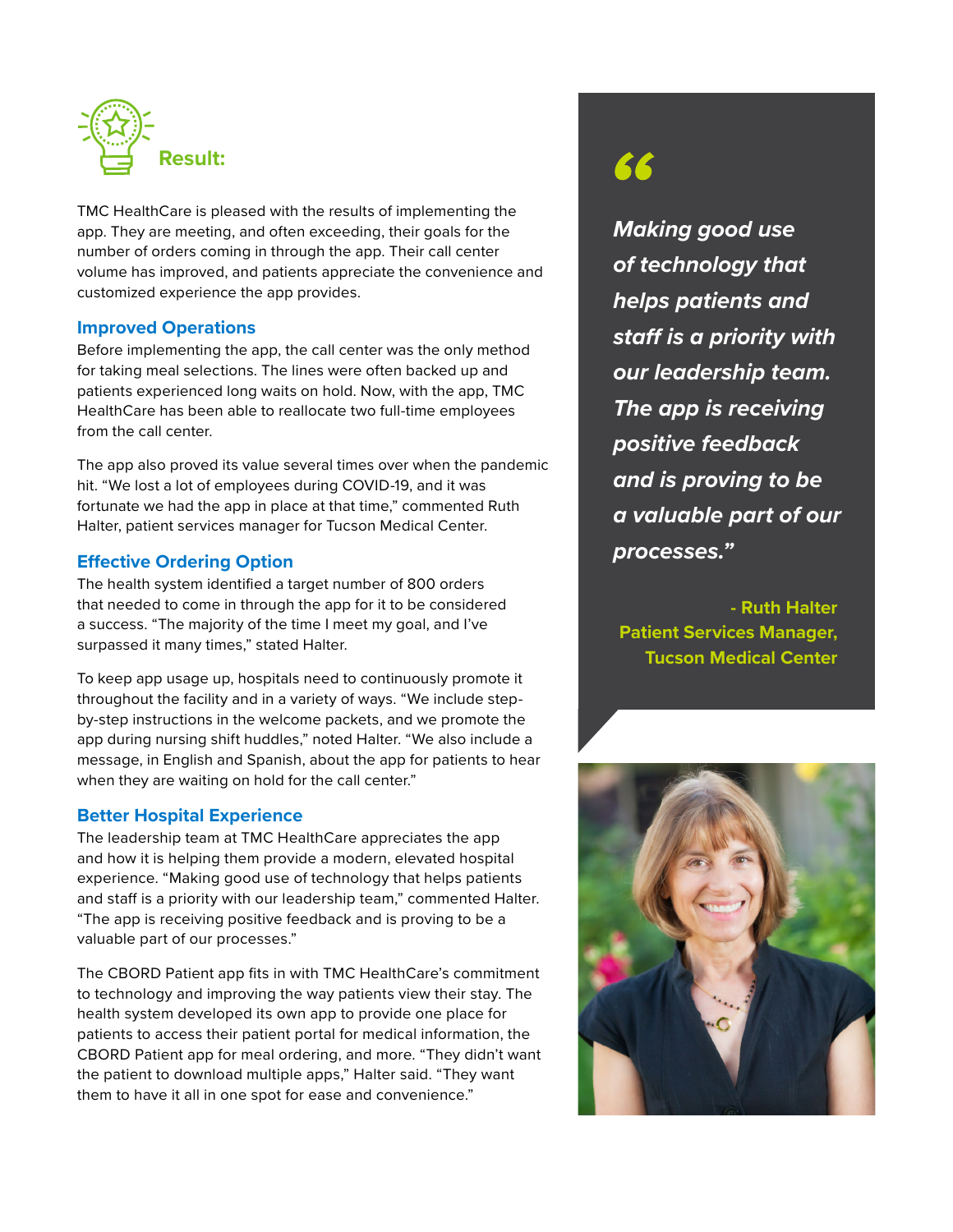## Result:

TMC HealthCare is pleased with the results of implementing the app. They are meeting, and often exceeding, their goals for the number of orders coming in through the app. Their call center volume has improved, and patients appreciate the convenience and customized experience the app provides.

### Improved Operations

Before implementing the app, the call center was the only method for taking meal selections. The lines were often backed up and patients experienced long waits on hold. Now, with the app, TMC HealthCare has been able to reallocate two full-time employees from the call center.

The app also proved its value several times over when the pandemic hit. "We lost a lot of employees during COVID-19, and it was fortunate we had the app in place at that time," commented Ruth Halter, patient services manager for Tucson Medical Center.

### Effective Ordering Option

The health system identified a target number of 800 orders that needed to come in through the app for it to be considered a success. "The majority of the time I meet my goal, and I've surpassed it many times," stated Halter.

To keep app usage up, hospitals need to continuously promote it throughout the facility and in a variety of ways. "We include step-by-step instructions in the welcome packets, and we promote the app during nursing shift huddles," noted Halter. "We also include a message, in English and Spanish, about the app for patients to hear when they are waiting on hold for the call center."

### Better Hospital Experience

The leadership team at TMC HealthCare appreciates the app and how it is helping them provide a modern, elevated hospital experience. "Making good use of technology that helps patients and staff is a priority with our leadership team," commented Halter. "The app is receiving positive feedback and is proving to be a valuable part of our processes."

The CBORD Patient app fits in with TMC HealthCare's commitment to technology and improving the way patients view their stay. The health system developed its own app to provide one place for patients to access their patient portal for medical information, the CBORD Patient app for meal ordering, and more. "They didn't want the patient to download multiple apps," Halter said. "They want them to have it all in one spot for ease and convenience."

> ***"Making good use of technology that helps patients and staff is a priority with our leadership team. The app is receiving positive feedback and is proving to be a valuable part of our processes."***
>
> **- Ruth Halter**
> **Patient Services Manager,**
> **Tucson Medical Center**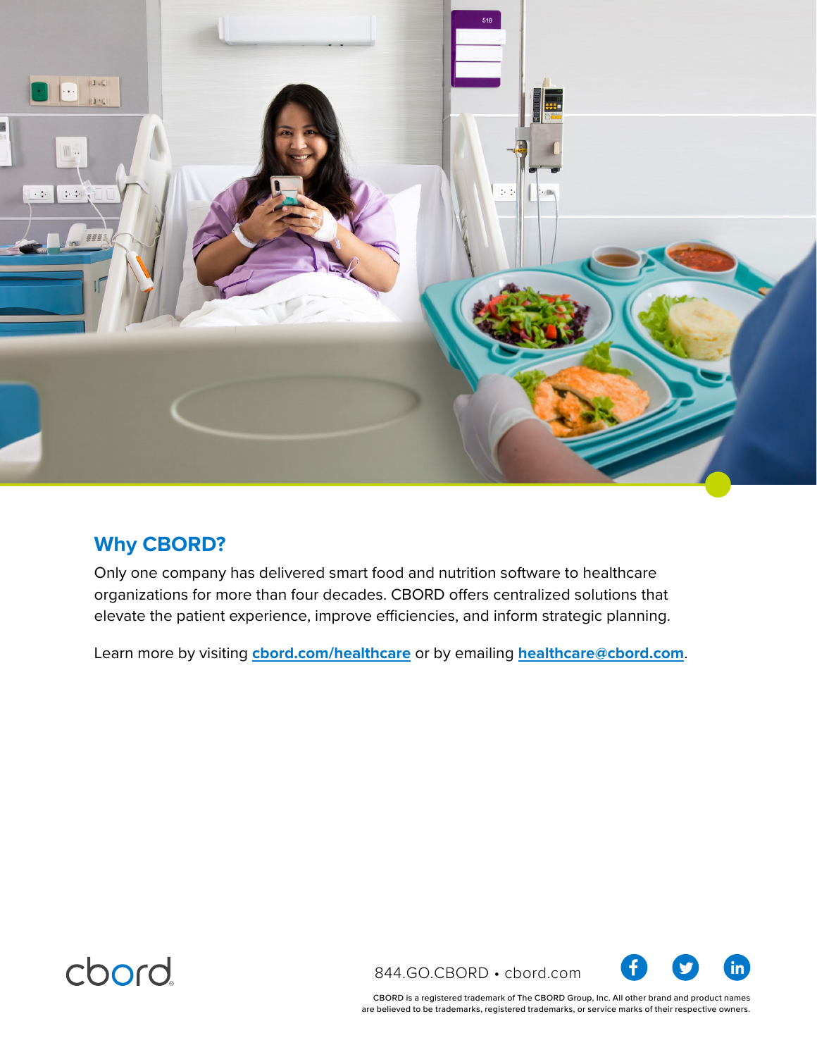## Why CBORD?

Only one company has delivered smart food and nutrition software to healthcare organizations for more than four decades. CBORD offers centralized solutions that elevate the patient experience, improve efficiencies, and inform strategic planning.

Learn more by visiting **cbord.com/healthcare** or by emailing **healthcare@cbord.com**.

cbord

844.GO.CBORD • cbord.com

CBORD is a registered trademark of The CBORD Group, Inc. All other brand and product names are believed to be trademarks, registered trademarks, or service marks of their respective owners.